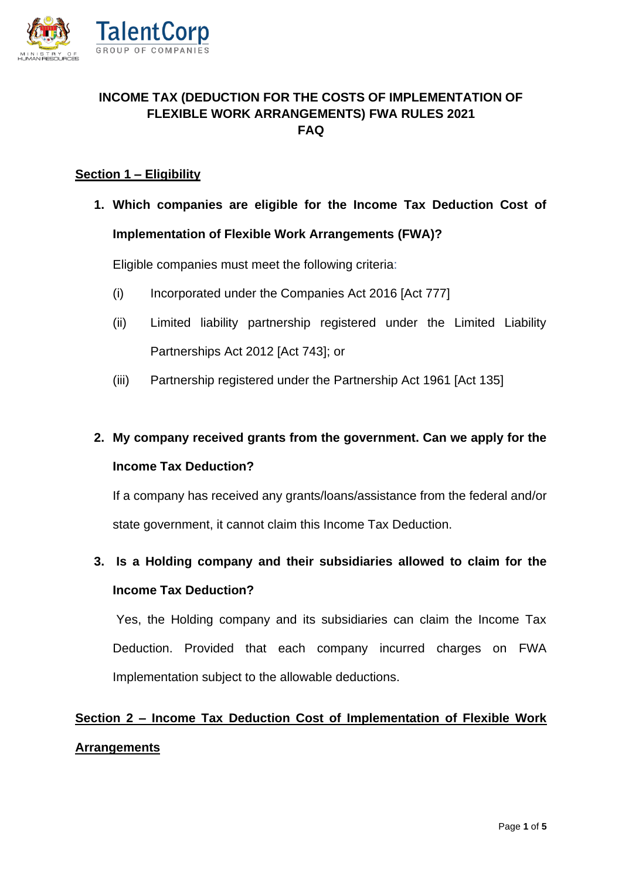# INCOME TAX (DEDUCTION FOR THE COSTS OF IMPLEMENTATION OF FLEXIBLE WORK ARRANGEMENTS) FWA RULES 2021 FAQ

## Section 1 – Eligibility

**1. Which companies are eligible for the Income Tax Deduction Cost of Implementation of Flexible Work Arrangements (FWA)?**

Eligible companies must meet the following criteria:

(i) Incorporated under the Companies Act 2016 [Act 777]

(ii) Limited liability partnership registered under the Limited Liability Partnerships Act 2012 [Act 743]; or

(iii) Partnership registered under the Partnership Act 1961 [Act 135]

**2. My company received grants from the government. Can we apply for the Income Tax Deduction?**

If a company has received any grants/loans/assistance from the federal and/or state government, it cannot claim this Income Tax Deduction.

**3. Is a Holding company and their subsidiaries allowed to claim for the Income Tax Deduction?**

Yes, the Holding company and its subsidiaries can claim the Income Tax Deduction. Provided that each company incurred charges on FWA Implementation subject to the allowable deductions.

## Section 2 – Income Tax Deduction Cost of Implementation of Flexible Work Arrangements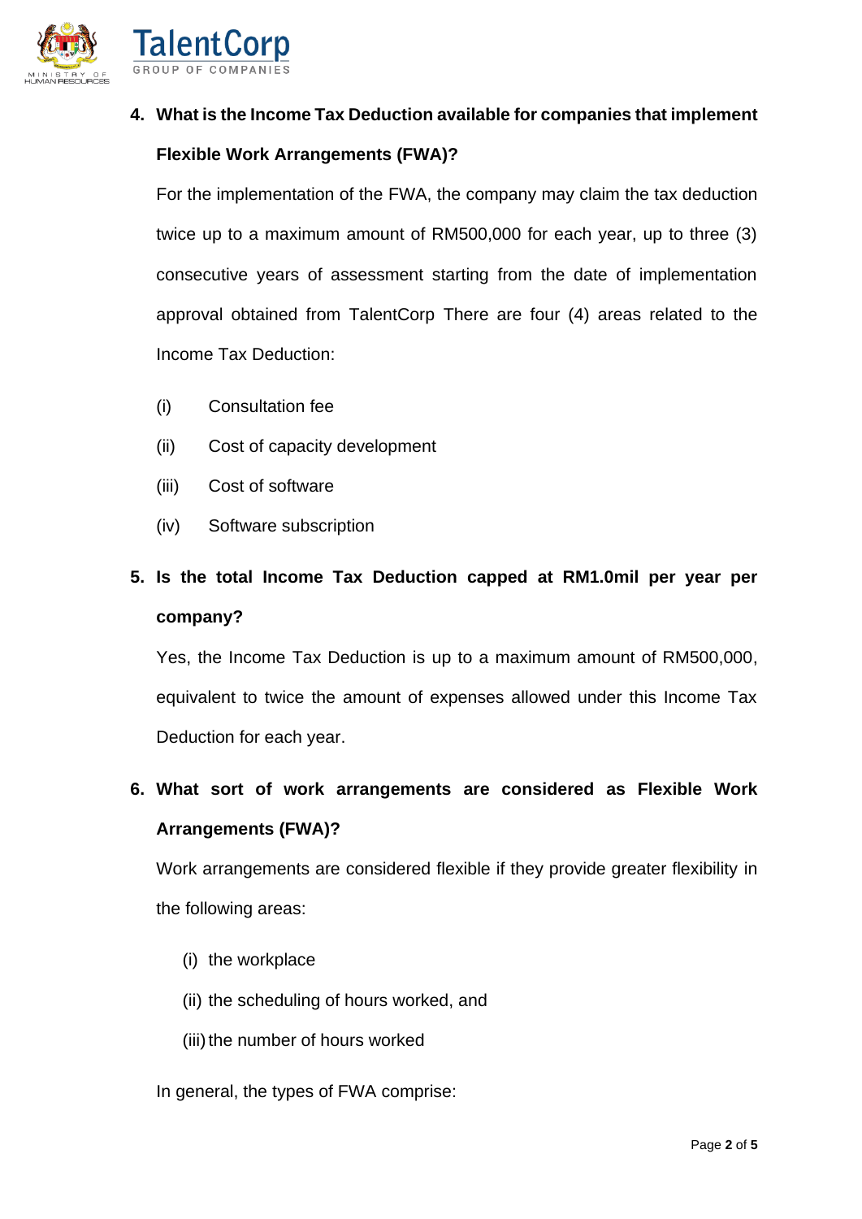4. **What is the Income Tax Deduction available for companies that implement Flexible Work Arrangements (FWA)?**

   For the implementation of the FWA, the company may claim the tax deduction twice up to a maximum amount of RM500,000 for each year, up to three (3) consecutive years of assessment starting from the date of implementation approval obtained from TalentCorp There are four (4) areas related to the Income Tax Deduction:

   (i) Consultation fee

   (ii) Cost of capacity development

   (iii) Cost of software

   (iv) Software subscription

5. **Is the total Income Tax Deduction capped at RM1.0mil per year per company?**

   Yes, the Income Tax Deduction is up to a maximum amount of RM500,000, equivalent to twice the amount of expenses allowed under this Income Tax Deduction for each year.

6. **What sort of work arrangements are considered as Flexible Work Arrangements (FWA)?**

   Work arrangements are considered flexible if they provide greater flexibility in the following areas:

   (i) the workplace

   (ii) the scheduling of hours worked, and

   (iii) the number of hours worked

   In general, the types of FWA comprise: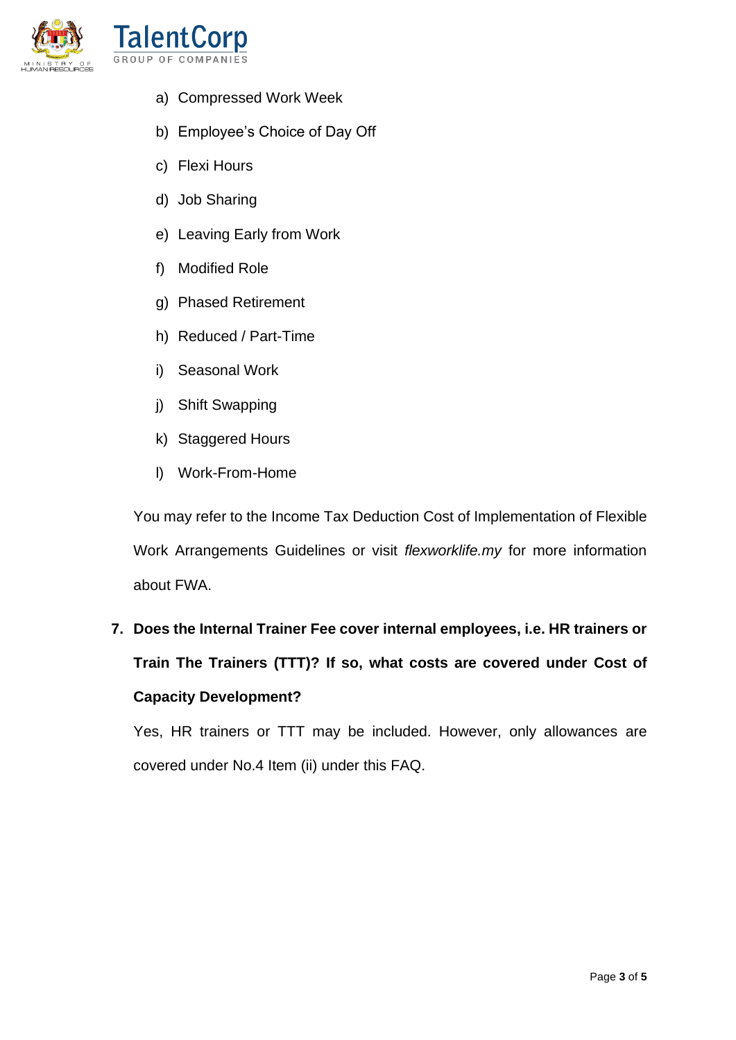a) Compressed Work Week
b) Employee's Choice of Day Off
c) Flexi Hours
d) Job Sharing
e) Leaving Early from Work
f) Modified Role
g) Phased Retirement
h) Reduced / Part-Time
i) Seasonal Work
j) Shift Swapping
k) Staggered Hours
l) Work-From-Home

You may refer to the Income Tax Deduction Cost of Implementation of Flexible Work Arrangements Guidelines or visit *flexworklife.my* for more information about FWA.

**7. Does the Internal Trainer Fee cover internal employees, i.e. HR trainers or Train The Trainers (TTT)? If so, what costs are covered under Cost of Capacity Development?**

Yes, HR trainers or TTT may be included. However, only allowances are covered under No.4 Item (ii) under this FAQ.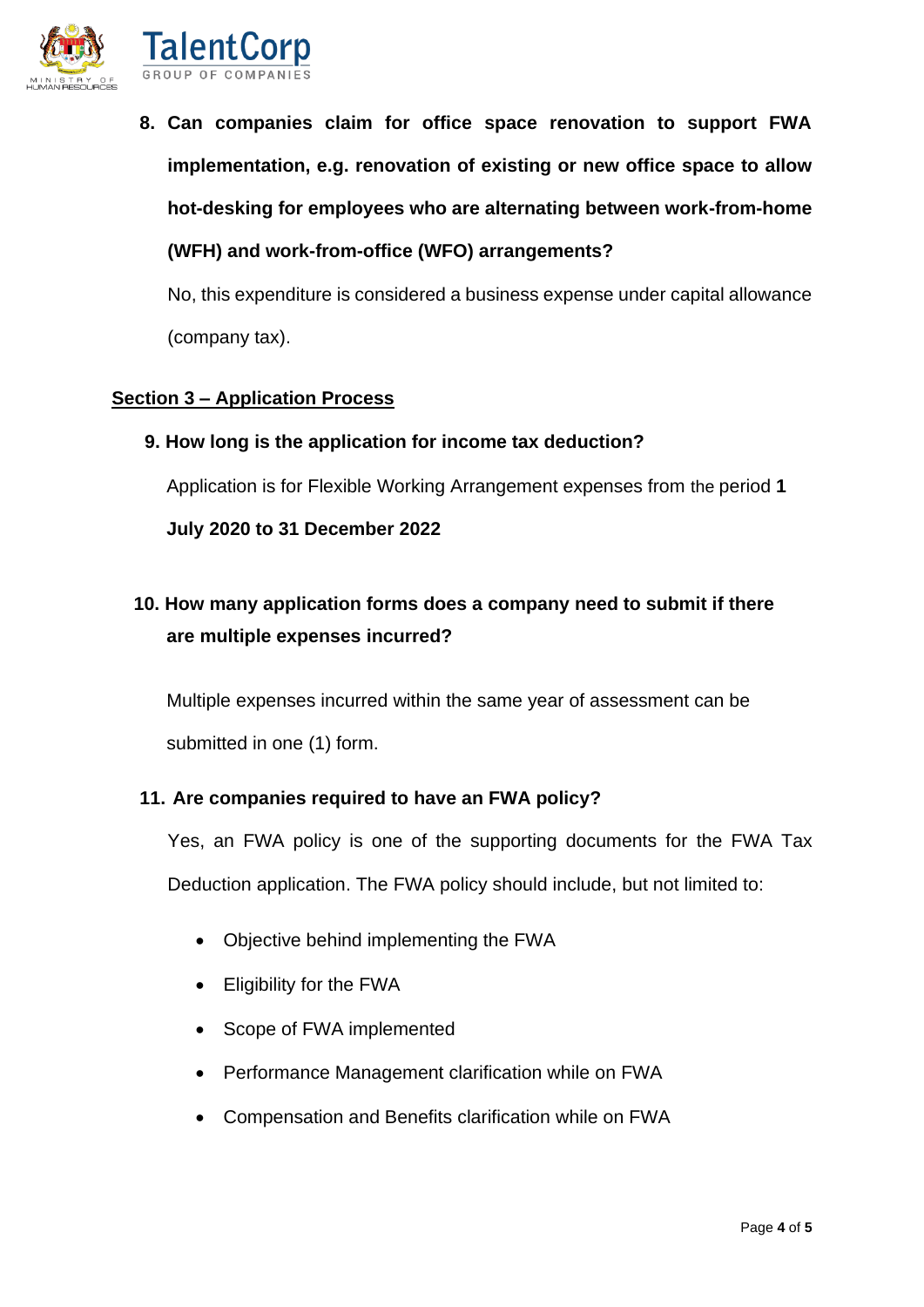**8. Can companies claim for office space renovation to support FWA implementation, e.g. renovation of existing or new office space to allow hot-desking for employees who are alternating between work-from-home (WFH) and work-from-office (WFO) arrangements?**

No, this expenditure is considered a business expense under capital allowance (company tax).

## Section 3 – Application Process

**9. How long is the application for income tax deduction?**

Application is for Flexible Working Arrangement expenses from the period **1 July 2020 to 31 December 2022**

**10. How many application forms does a company need to submit if there are multiple expenses incurred?**

Multiple expenses incurred within the same year of assessment can be submitted in one (1) form.

**11. Are companies required to have an FWA policy?**

Yes, an FWA policy is one of the supporting documents for the FWA Tax Deduction application. The FWA policy should include, but not limited to:

- Objective behind implementing the FWA
- Eligibility for the FWA
- Scope of FWA implemented
- Performance Management clarification while on FWA
- Compensation and Benefits clarification while on FWA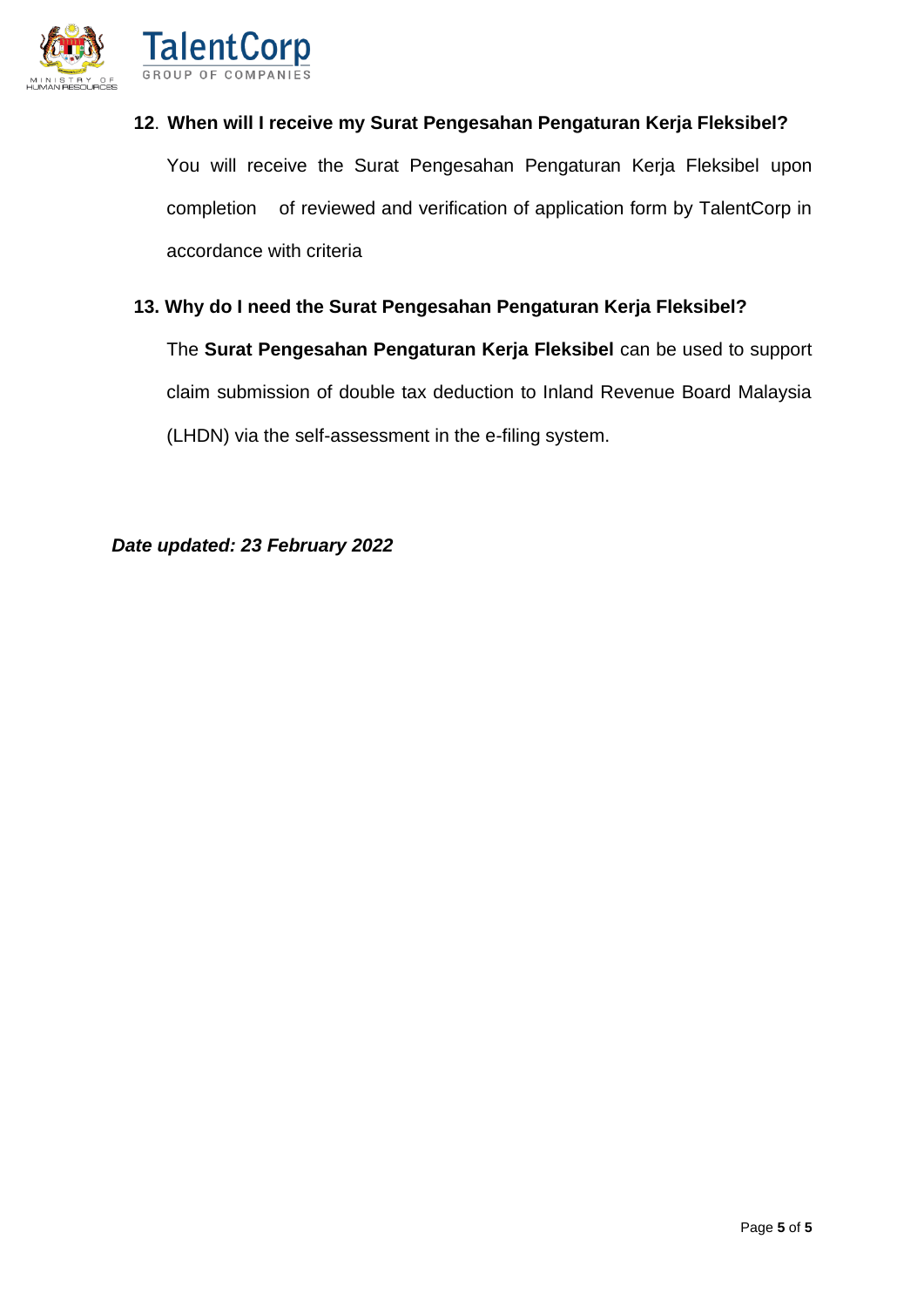**12. When will I receive my Surat Pengesahan Pengaturan Kerja Fleksibel?**

You will receive the Surat Pengesahan Pengaturan Kerja Fleksibel upon completion of reviewed and verification of application form by TalentCorp in accordance with criteria

**13. Why do I need the Surat Pengesahan Pengaturan Kerja Fleksibel?**

The **Surat Pengesahan Pengaturan Kerja Fleksibel** can be used to support claim submission of double tax deduction to Inland Revenue Board Malaysia (LHDN) via the self-assessment in the e-filing system.

***Date updated: 23 February 2022***